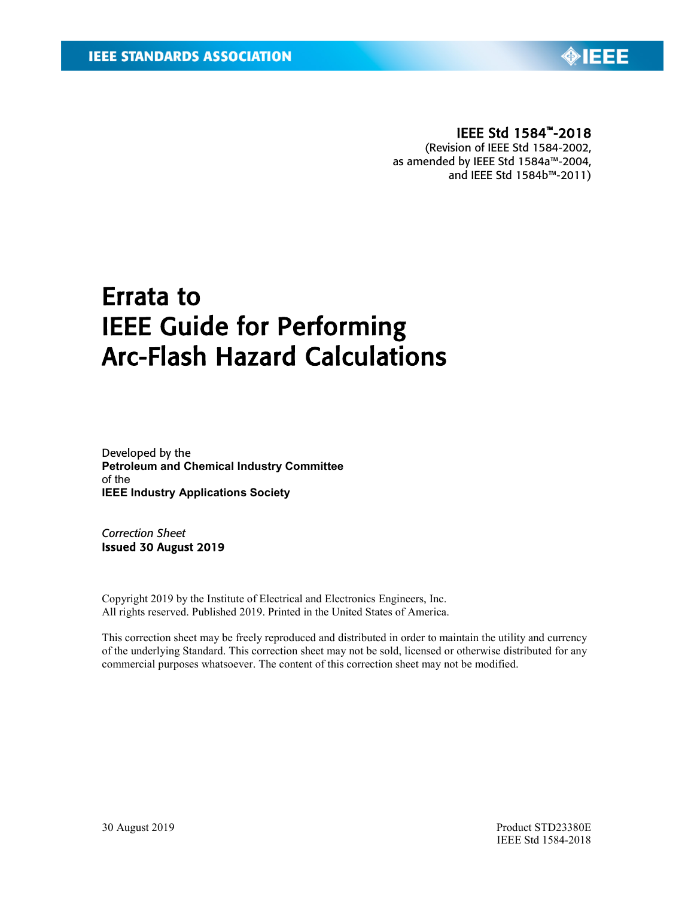IEEE STANDARDS ASSOCIATION

IEEE Std 1584™-2018
(Revision of IEEE Std 1584-2002,
as amended by IEEE Std 1584a™-2004,
and IEEE Std 1584b™-2011)

# Errata to IEEE Guide for Performing Arc-Flash Hazard Calculations

Developed by the
**Petroleum and Chemical Industry Committee**
of the
**IEEE Industry Applications Society**

*Correction Sheet*
**Issued 30 August 2019**

Copyright 2019 by the Institute of Electrical and Electronics Engineers, Inc.
All rights reserved. Published 2019. Printed in the United States of America.

This correction sheet may be freely reproduced and distributed in order to maintain the utility and currency of the underlying Standard. This correction sheet may not be sold, licensed or otherwise distributed for any commercial purposes whatsoever. The content of this correction sheet may not be modified.

30 August 2019

Product STD23380E
IEEE Std 1584-2018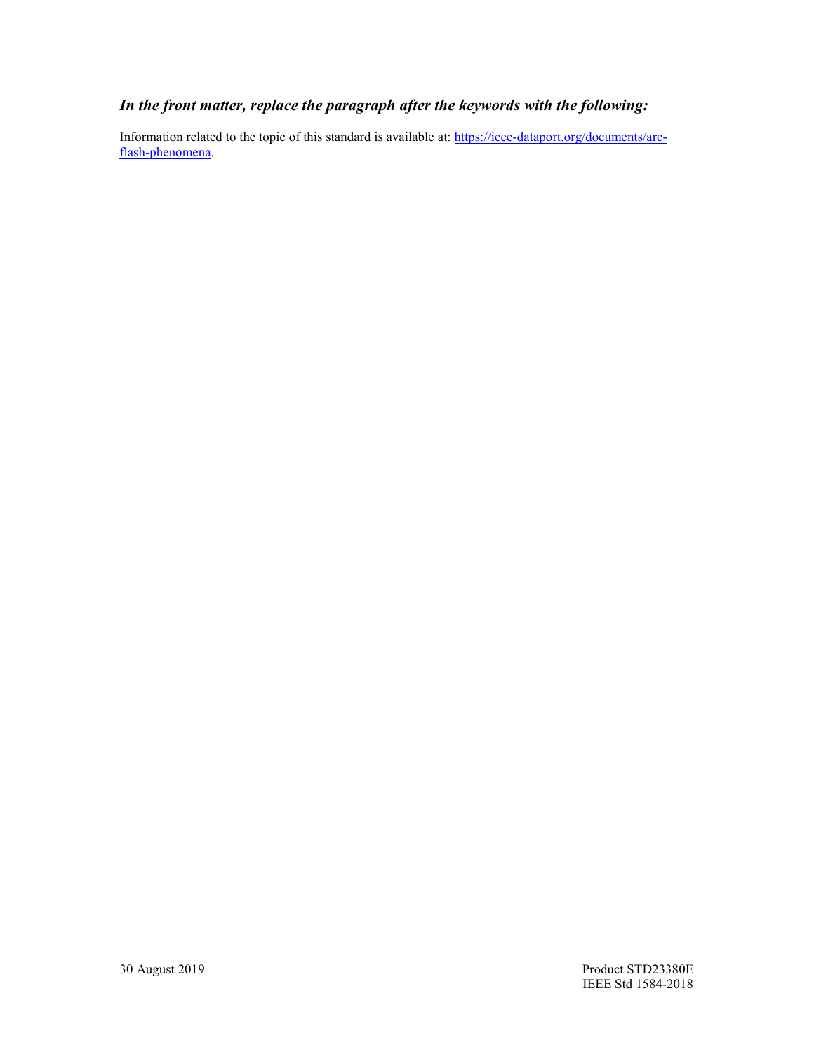***In the front matter, replace the paragraph after the keywords with the following:***

Information related to the topic of this standard is available at: [https://ieee-dataport.org/documents/arc-flash-phenomena](https://ieee-dataport.org/documents/arc-flash-phenomena).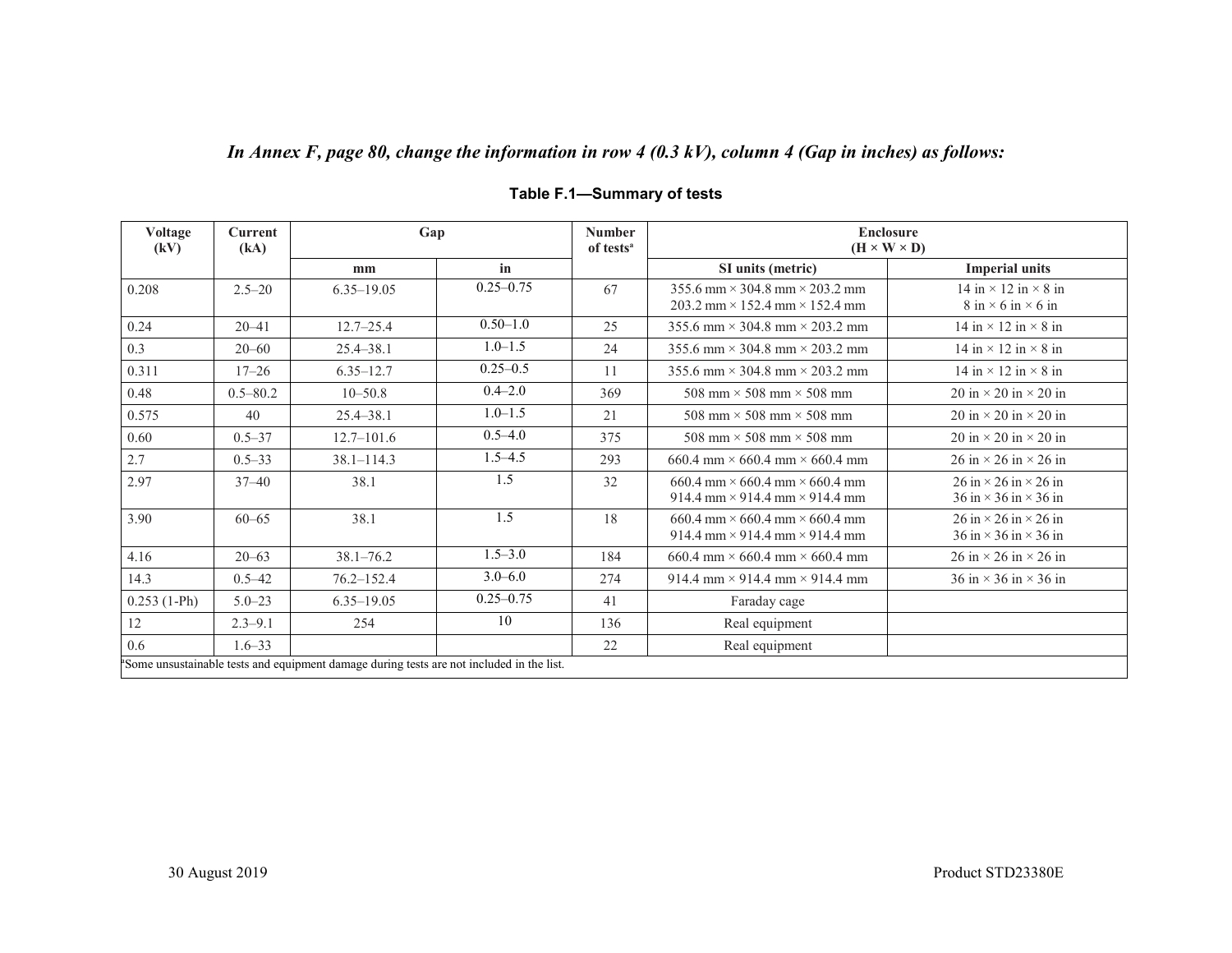*In Annex F, page 80, change the information in row 4 (0.3 kV), column 4 (Gap in inches) as follows:*

**Table F.1—Summary of tests**

| Voltage (kV) | Current (kA) | Gap | | Number of tests[a] | Enclosure (H × W × D) | |
|---|---|---|---|---|---|---|
| | | mm | in | | SI units (metric) | Imperial units |
| 0.208 | 2.5–20 | 6.35–19.05 | 0.25–0.75 | 67 | 355.6 mm × 304.8 mm × 203.2 mm<br>203.2 mm × 152.4 mm × 152.4 mm | 14 in × 12 in × 8 in<br>8 in × 6 in × 6 in |
| 0.24 | 20–41 | 12.7–25.4 | 0.50–1.0 | 25 | 355.6 mm × 304.8 mm × 203.2 mm | 14 in × 12 in × 8 in |
| 0.3 | 20–60 | 25.4–38.1 | 1.0–1.5 | 24 | 355.6 mm × 304.8 mm × 203.2 mm | 14 in × 12 in × 8 in |
| 0.311 | 17–26 | 6.35–12.7 | 0.25–0.5 | 11 | 355.6 mm × 304.8 mm × 203.2 mm | 14 in × 12 in × 8 in |
| 0.48 | 0.5–80.2 | 10–50.8 | 0.4–2.0 | 369 | 508 mm × 508 mm × 508 mm | 20 in × 20 in × 20 in |
| 0.575 | 40 | 25.4–38.1 | 1.0–1.5 | 21 | 508 mm × 508 mm × 508 mm | 20 in × 20 in × 20 in |
| 0.60 | 0.5–37 | 12.7–101.6 | 0.5–4.0 | 375 | 508 mm × 508 mm × 508 mm | 20 in × 20 in × 20 in |
| 2.7 | 0.5–33 | 38.1–114.3 | 1.5–4.5 | 293 | 660.4 mm × 660.4 mm × 660.4 mm | 26 in × 26 in × 26 in |
| 2.97 | 37–40 | 38.1 | 1.5 | 32 | 660.4 mm × 660.4 mm × 660.4 mm<br>914.4 mm × 914.4 mm × 914.4 mm | 26 in × 26 in × 26 in<br>36 in × 36 in × 36 in |
| 3.90 | 60–65 | 38.1 | 1.5 | 18 | 660.4 mm × 660.4 mm × 660.4 mm<br>914.4 mm × 914.4 mm × 914.4 mm | 26 in × 26 in × 26 in<br>36 in × 36 in × 36 in |
| 4.16 | 20–63 | 38.1–76.2 | 1.5–3.0 | 184 | 660.4 mm × 660.4 mm × 660.4 mm | 26 in × 26 in × 26 in |
| 14.3 | 0.5–42 | 76.2–152.4 | 3.0–6.0 | 274 | 914.4 mm × 914.4 mm × 914.4 mm | 36 in × 36 in × 36 in |
| 0.253 (1-Ph) | 5.0–23 | 6.35–19.05 | 0.25–0.75 | 41 | Faraday cage | |
| 12 | 2.3–9.1 | 254 | 10 | 136 | Real equipment | |
| 0.6 | 1.6–33 | | | 22 | Real equipment | |

[a]Some unsustainable tests and equipment damage during tests are not included in the list.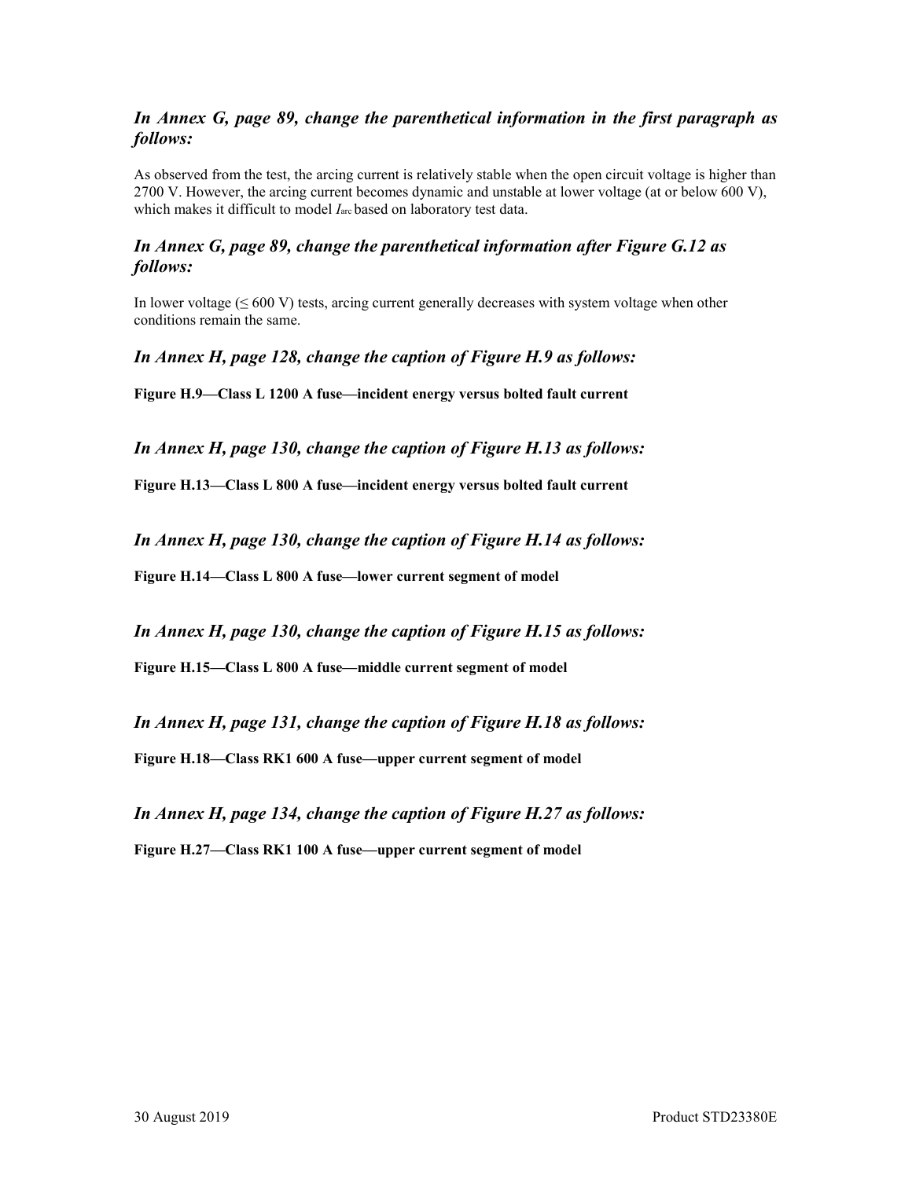### *In Annex G, page 89, change the parenthetical information in the first paragraph as follows:*

As observed from the test, the arcing current is relatively stable when the open circuit voltage is higher than 2700 V. However, the arcing current becomes dynamic and unstable at lower voltage (at or below 600 V), which makes it difficult to model $I_{arc}$ based on laboratory test data.

### *In Annex G, page 89, change the parenthetical information after Figure G.12 as follows:*

In lower voltage (≤ 600 V) tests, arcing current generally decreases with system voltage when other conditions remain the same.

### *In Annex H, page 128, change the caption of Figure H.9 as follows:*

**Figure H.9—Class L 1200 A fuse—incident energy versus bolted fault current**

### *In Annex H, page 130, change the caption of Figure H.13 as follows:*

**Figure H.13—Class L 800 A fuse—incident energy versus bolted fault current**

### *In Annex H, page 130, change the caption of Figure H.14 as follows:*

**Figure H.14—Class L 800 A fuse—lower current segment of model**

### *In Annex H, page 130, change the caption of Figure H.15 as follows:*

**Figure H.15—Class L 800 A fuse—middle current segment of model**

### *In Annex H, page 131, change the caption of Figure H.18 as follows:*

**Figure H.18—Class RK1 600 A fuse—upper current segment of model**

### *In Annex H, page 134, change the caption of Figure H.27 as follows:*

**Figure H.27—Class RK1 100 A fuse—upper current segment of model**